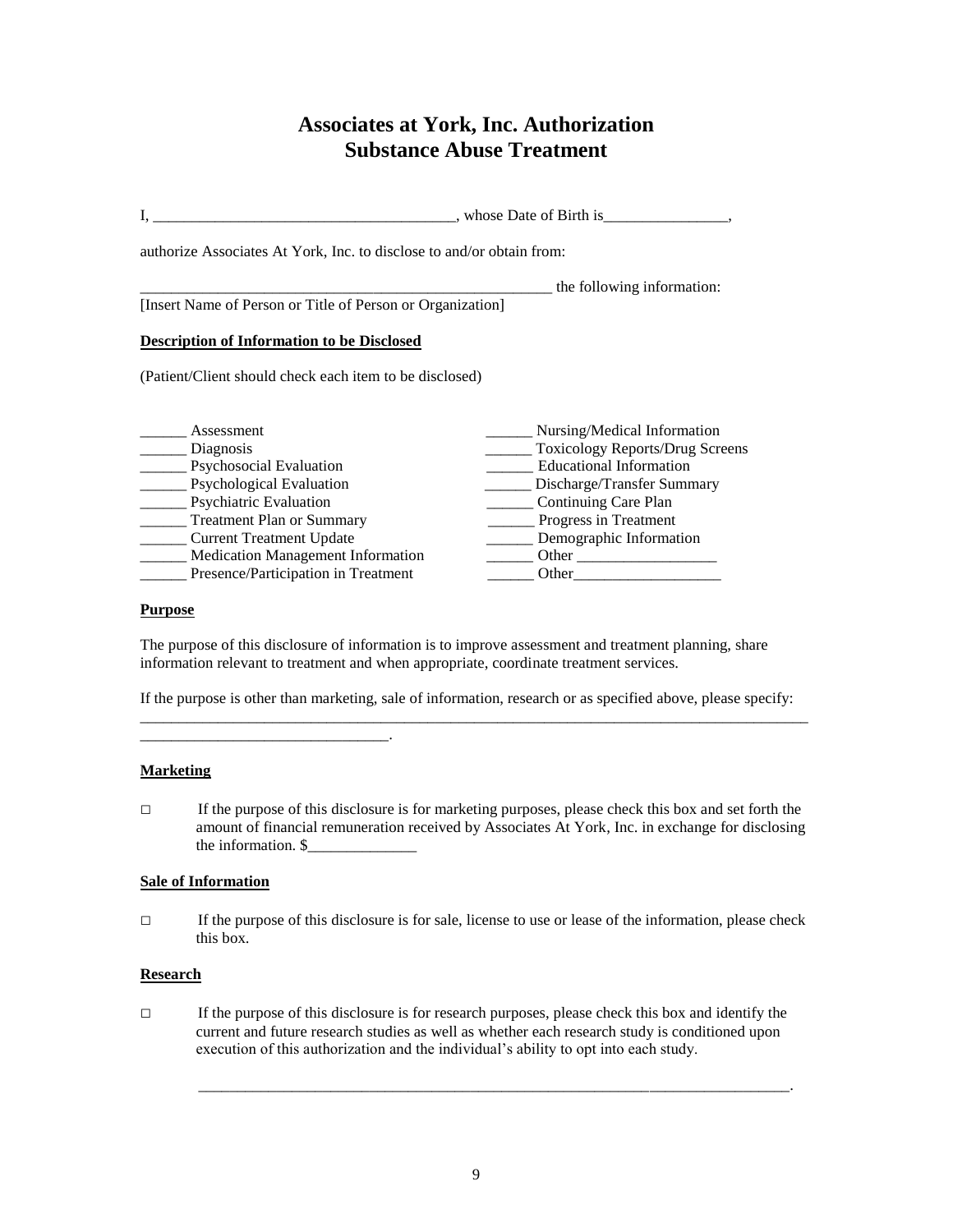# Associates at York, Inc. Authorization
# Substance Abuse Treatment

I, ______________________________________, whose Date of Birth is________________,

authorize Associates At York, Inc. to disclose to and/or obtain from:

_____________________________________________________ the following information:
[Insert Name of Person or Title of Person or Organization]

**Description of Information to be Disclosed**

(Patient/Client should check each item to be disclosed)

______ Assessment
______ Diagnosis
______ Psychosocial Evaluation
______ Psychological Evaluation
______ Psychiatric Evaluation
______ Treatment Plan or Summary
______ Current Treatment Update
______ Medication Management Information
______ Presence/Participation in Treatment
______ Nursing/Medical Information
______ Toxicology Reports/Drug Screens
______ Educational Information
______ Discharge/Transfer Summary
______ Continuing Care Plan
______ Progress in Treatment
______ Demographic Information
______ Other __________________
______ Other___________________

**Purpose**

The purpose of this disclosure of information is to improve assessment and treatment planning, share information relevant to treatment and when appropriate, coordinate treatment services.

If the purpose is other than marketing, sale of information, research or as specified above, please specify: _________________________________________________________________________________________
_______________________________.

**Marketing**

□ If the purpose of this disclosure is for marketing purposes, please check this box and set forth the amount of financial remuneration received by Associates At York, Inc. in exchange for disclosing the information. $______________

**Sale of Information**

□ If the purpose of this disclosure is for sale, license to use or lease of the information, please check this box.

**Research**

□ If the purpose of this disclosure is for research purposes, please check this box and identify the current and future research studies as well as whether each research study is conditioned upon execution of this authorization and the individual's ability to opt into each study.

_______________________________________________________________________________.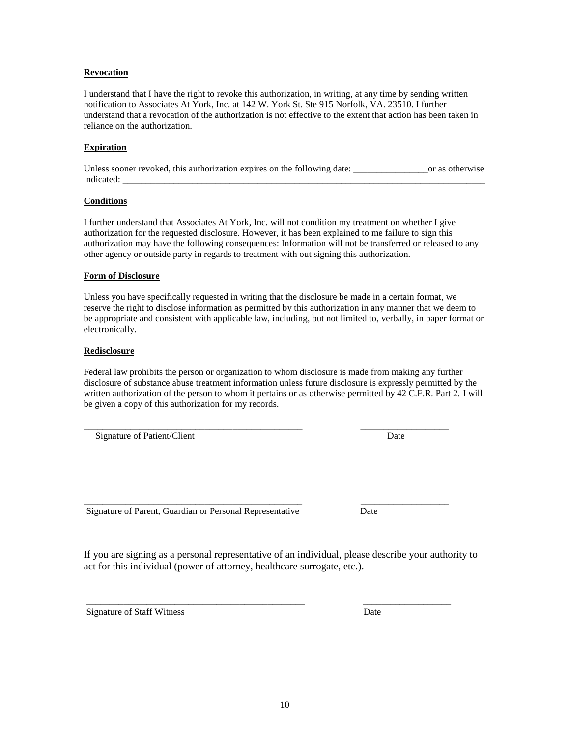**Revocation**

I understand that I have the right to revoke this authorization, in writing, at any time by sending written notification to Associates At York, Inc. at 142 W. York St. Ste 915 Norfolk, VA. 23510. I further understand that a revocation of the authorization is not effective to the extent that action has been taken in reliance on the authorization.

**Expiration**

Unless sooner revoked, this authorization expires on the following date: ________________or as otherwise indicated: ___________________________________________________________________________________

**Conditions**

I further understand that Associates At York, Inc. will not condition my treatment on whether I give authorization for the requested disclosure. However, it has been explained to me failure to sign this authorization may have the following consequences: Information will not be transferred or released to any other agency or outside party in regards to treatment with out signing this authorization.

**Form of Disclosure**

Unless you have specifically requested in writing that the disclosure be made in a certain format, we reserve the right to disclose information as permitted by this authorization in any manner that we deem to be appropriate and consistent with applicable law, including, but not limited to, verbally, in paper format or electronically.

**Redisclosure**

Federal law prohibits the person or organization to whom disclosure is made from making any further disclosure of substance abuse treatment information unless future disclosure is expressly permitted by the written authorization of the person to whom it pertains or as otherwise permitted by 42 C.F.R. Part 2. I will be given a copy of this authorization for my records.

_______________________________________________ ___________________

Signature of Patient/Client Date

_______________________________________________ ___________________

Signature of Parent, Guardian or Personal Representative Date

If you are signing as a personal representative of an individual, please describe your authority to act for this individual (power of attorney, healthcare surrogate, etc.).

_______________________________________________ ___________________

Signature of Staff Witness Date